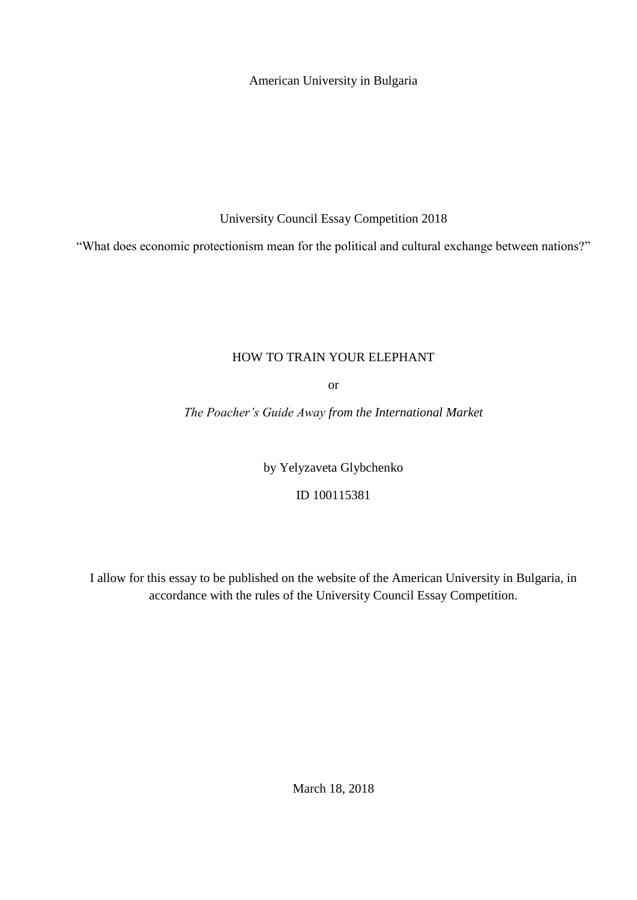American University in Bulgaria

University Council Essay Competition 2018

“What does economic protectionism mean for the political and cultural exchange between nations?”

# HOW TO TRAIN YOUR ELEPHANT

or

*The Poacher’s Guide Away from the International Market*

by Yelyzaveta Glybchenko

ID 100115381

I allow for this essay to be published on the website of the American University in Bulgaria, in accordance with the rules of the University Council Essay Competition.

March 18, 2018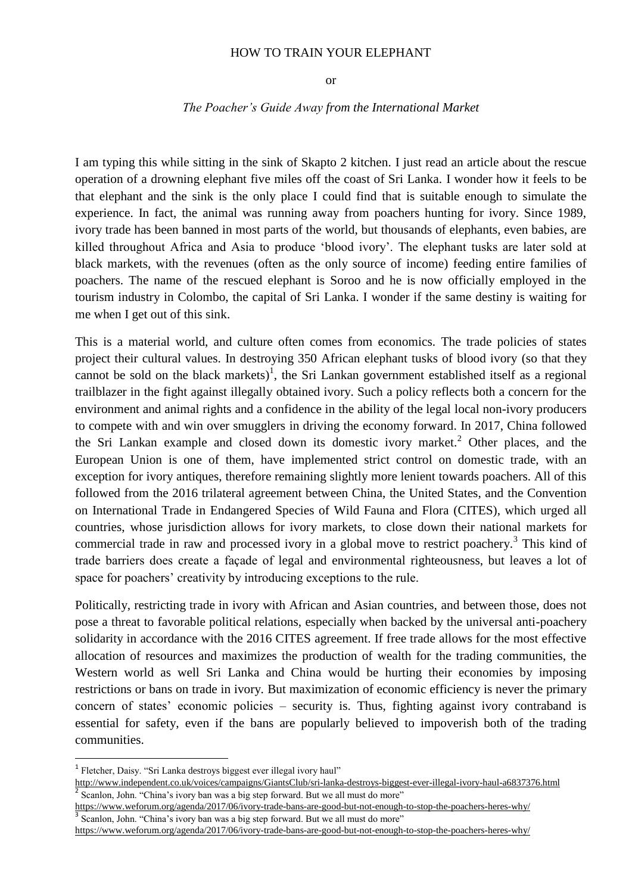HOW TO TRAIN YOUR ELEPHANT

or

*The Poacher's Guide Away from the International Market*

I am typing this while sitting in the sink of Skapto 2 kitchen. I just read an article about the rescue operation of a drowning elephant five miles off the coast of Sri Lanka. I wonder how it feels to be that elephant and the sink is the only place I could find that is suitable enough to simulate the experience. In fact, the animal was running away from poachers hunting for ivory. Since 1989, ivory trade has been banned in most parts of the world, but thousands of elephants, even babies, are killed throughout Africa and Asia to produce 'blood ivory'. The elephant tusks are later sold at black markets, with the revenues (often as the only source of income) feeding entire families of poachers. The name of the rescued elephant is Soroo and he is now officially employed in the tourism industry in Colombo, the capital of Sri Lanka. I wonder if the same destiny is waiting for me when I get out of this sink.

This is a material world, and culture often comes from economics. The trade policies of states project their cultural values. In destroying 350 African elephant tusks of blood ivory (so that they cannot be sold on the black markets)[1], the Sri Lankan government established itself as a regional trailblazer in the fight against illegally obtained ivory. Such a policy reflects both a concern for the environment and animal rights and a confidence in the ability of the legal local non-ivory producers to compete with and win over smugglers in driving the economy forward. In 2017, China followed the Sri Lankan example and closed down its domestic ivory market.[2] Other places, and the European Union is one of them, have implemented strict control on domestic trade, with an exception for ivory antiques, therefore remaining slightly more lenient towards poachers. All of this followed from the 2016 trilateral agreement between China, the United States, and the Convention on International Trade in Endangered Species of Wild Fauna and Flora (CITES), which urged all countries, whose jurisdiction allows for ivory markets, to close down their national markets for commercial trade in raw and processed ivory in a global move to restrict poachery.[3] This kind of trade barriers does create a façade of legal and environmental righteousness, but leaves a lot of space for poachers' creativity by introducing exceptions to the rule.

Politically, restricting trade in ivory with African and Asian countries, and between those, does not pose a threat to favorable political relations, especially when backed by the universal anti-poachery solidarity in accordance with the 2016 CITES agreement. If free trade allows for the most effective allocation of resources and maximizes the production of wealth for the trading communities, the Western world as well Sri Lanka and China would be hurting their economies by imposing restrictions or bans on trade in ivory. But maximization of economic efficiency is never the primary concern of states' economic policies – security is. Thus, fighting against ivory contraband is essential for safety, even if the bans are popularly believed to impoverish both of the trading communities.

---

[1] Fletcher, Daisy. "Sri Lanka destroys biggest ever illegal ivory haul" http://www.independent.co.uk/voices/campaigns/GiantsClub/sri-lanka-destroys-biggest-ever-illegal-ivory-haul-a6837376.html

[2] Scanlon, John. "China's ivory ban was a big step forward. But we all must do more" https://www.weforum.org/agenda/2017/06/ivory-trade-bans-are-good-but-not-enough-to-stop-the-poachers-heres-why/

[3] Scanlon, John. "China's ivory ban was a big step forward. But we all must do more" https://www.weforum.org/agenda/2017/06/ivory-trade-bans-are-good-but-not-enough-to-stop-the-poachers-heres-why/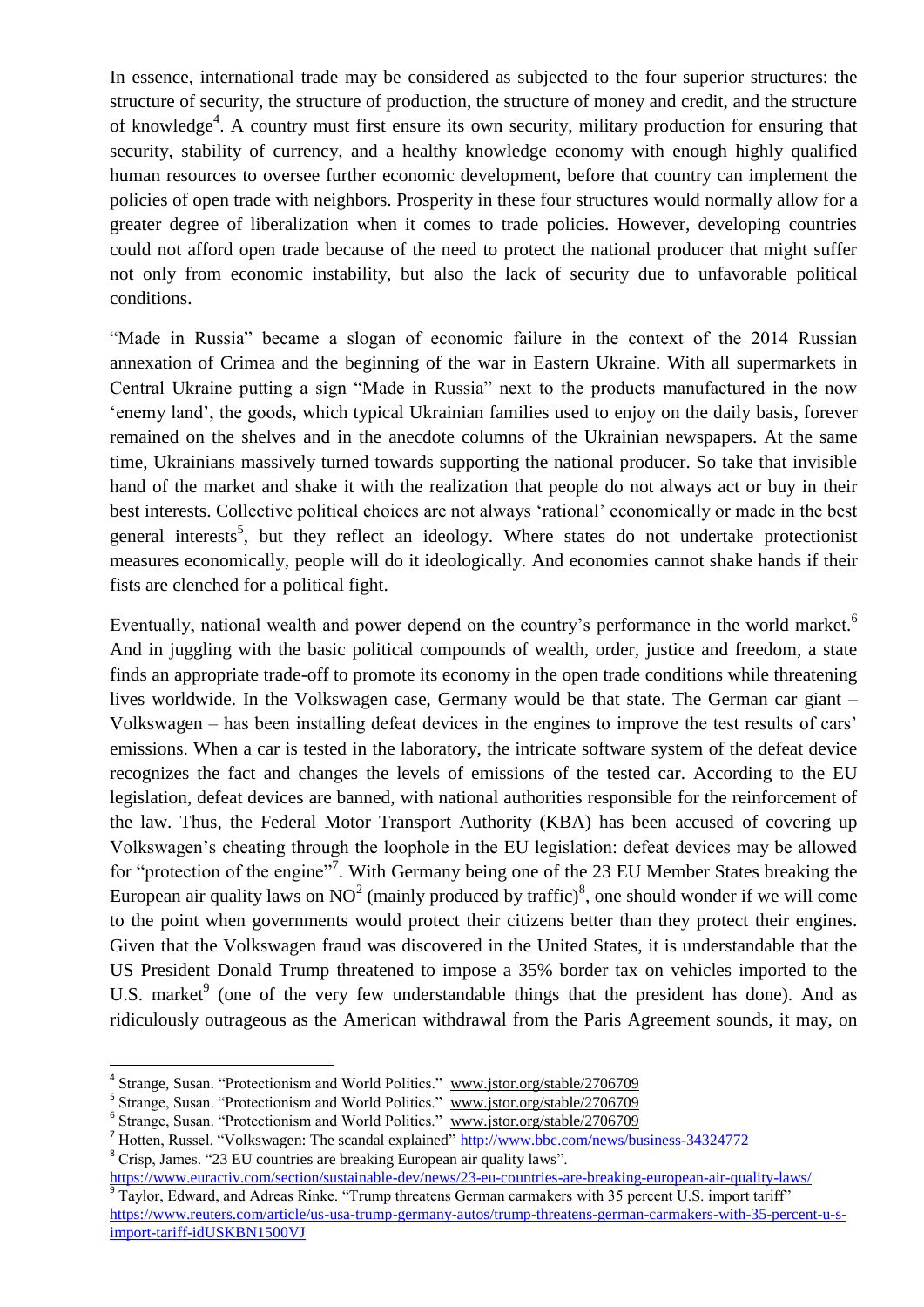In essence, international trade may be considered as subjected to the four superior structures: the structure of security, the structure of production, the structure of money and credit, and the structure of knowledge[4]. A country must first ensure its own security, military production for ensuring that security, stability of currency, and a healthy knowledge economy with enough highly qualified human resources to oversee further economic development, before that country can implement the policies of open trade with neighbors. Prosperity in these four structures would normally allow for a greater degree of liberalization when it comes to trade policies. However, developing countries could not afford open trade because of the need to protect the national producer that might suffer not only from economic instability, but also the lack of security due to unfavorable political conditions.

"Made in Russia" became a slogan of economic failure in the context of the 2014 Russian annexation of Crimea and the beginning of the war in Eastern Ukraine. With all supermarkets in Central Ukraine putting a sign "Made in Russia" next to the products manufactured in the now 'enemy land', the goods, which typical Ukrainian families used to enjoy on the daily basis, forever remained on the shelves and in the anecdote columns of the Ukrainian newspapers. At the same time, Ukrainians massively turned towards supporting the national producer. So take that invisible hand of the market and shake it with the realization that people do not always act or buy in their best interests. Collective political choices are not always 'rational' economically or made in the best general interests[5], but they reflect an ideology. Where states do not undertake protectionist measures economically, people will do it ideologically. And economies cannot shake hands if their fists are clenched for a political fight.

Eventually, national wealth and power depend on the country's performance in the world market.[6] And in juggling with the basic political compounds of wealth, order, justice and freedom, a state finds an appropriate trade-off to promote its economy in the open trade conditions while threatening lives worldwide. In the Volkswagen case, Germany would be that state. The German car giant – Volkswagen – has been installing defeat devices in the engines to improve the test results of cars' emissions. When a car is tested in the laboratory, the intricate software system of the defeat device recognizes the fact and changes the levels of emissions of the tested car. According to the EU legislation, defeat devices are banned, with national authorities responsible for the reinforcement of the law. Thus, the Federal Motor Transport Authority (KBA) has been accused of covering up Volkswagen's cheating through the loophole in the EU legislation: defeat devices may be allowed for "protection of the engine"[7]. With Germany being one of the 23 EU Member States breaking the European air quality laws on $NO^2$ (mainly produced by traffic)[8], one should wonder if we will come to the point when governments would protect their citizens better than they protect their engines. Given that the Volkswagen fraud was discovered in the United States, it is understandable that the US President Donald Trump threatened to impose a 35% border tax on vehicles imported to the U.S. market[9] (one of the very few understandable things that the president has done). And as ridiculously outrageous as the American withdrawal from the Paris Agreement sounds, it may, on

---

[4] Strange, Susan. "Protectionism and World Politics." www.jstor.org/stable/2706709

[5] Strange, Susan. "Protectionism and World Politics." www.jstor.org/stable/2706709

[6] Strange, Susan. "Protectionism and World Politics." www.jstor.org/stable/2706709

[7] Hotten, Russel. "Volkswagen: The scandal explained" http://www.bbc.com/news/business-34324772

[8] Crisp, James. "23 EU countries are breaking European air quality laws". https://www.euractiv.com/section/sustainable-dev/news/23-eu-countries-are-breaking-european-air-quality-laws/

[9] Taylor, Edward, and Adreas Rinke. "Trump threatens German carmakers with 35 percent U.S. import tariff" https://www.reuters.com/article/us-usa-trump-germany-autos/trump-threatens-german-carmakers-with-35-percent-u-s-import-tariff-idUSKBN1500VJ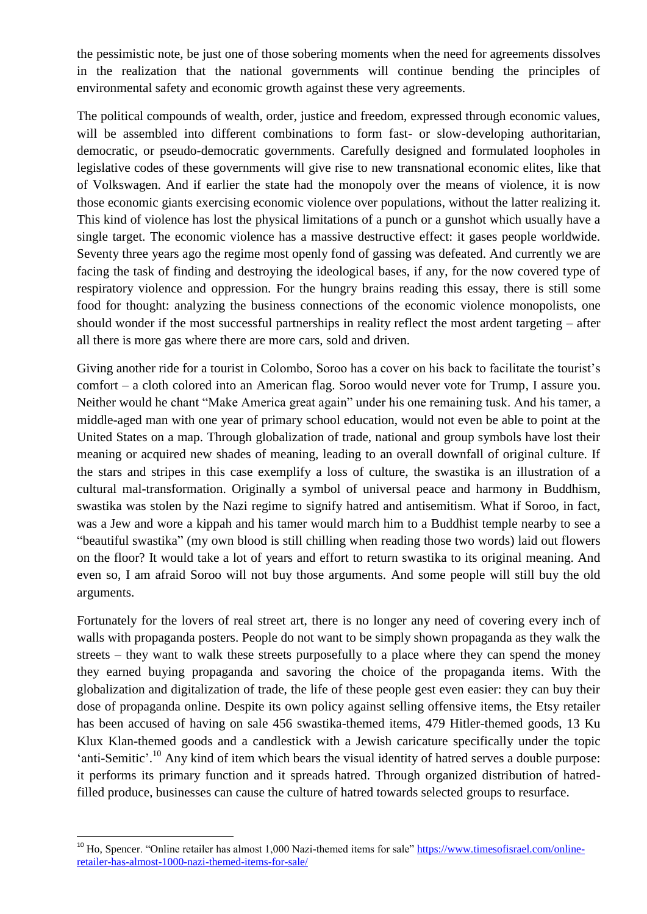the pessimistic note, be just one of those sobering moments when the need for agreements dissolves in the realization that the national governments will continue bending the principles of environmental safety and economic growth against these very agreements.

The political compounds of wealth, order, justice and freedom, expressed through economic values, will be assembled into different combinations to form fast- or slow-developing authoritarian, democratic, or pseudo-democratic governments. Carefully designed and formulated loopholes in legislative codes of these governments will give rise to new transnational economic elites, like that of Volkswagen. And if earlier the state had the monopoly over the means of violence, it is now those economic giants exercising economic violence over populations, without the latter realizing it. This kind of violence has lost the physical limitations of a punch or a gunshot which usually have a single target. The economic violence has a massive destructive effect: it gases people worldwide. Seventy three years ago the regime most openly fond of gassing was defeated. And currently we are facing the task of finding and destroying the ideological bases, if any, for the now covered type of respiratory violence and oppression. For the hungry brains reading this essay, there is still some food for thought: analyzing the business connections of the economic violence monopolists, one should wonder if the most successful partnerships in reality reflect the most ardent targeting – after all there is more gas where there are more cars, sold and driven.

Giving another ride for a tourist in Colombo, Soroo has a cover on his back to facilitate the tourist's comfort – a cloth colored into an American flag. Soroo would never vote for Trump, I assure you. Neither would he chant "Make America great again" under his one remaining tusk. And his tamer, a middle-aged man with one year of primary school education, would not even be able to point at the United States on a map. Through globalization of trade, national and group symbols have lost their meaning or acquired new shades of meaning, leading to an overall downfall of original culture. If the stars and stripes in this case exemplify a loss of culture, the swastika is an illustration of a cultural mal-transformation. Originally a symbol of universal peace and harmony in Buddhism, swastika was stolen by the Nazi regime to signify hatred and antisemitism. What if Soroo, in fact, was a Jew and wore a kippah and his tamer would march him to a Buddhist temple nearby to see a "beautiful swastika" (my own blood is still chilling when reading those two words) laid out flowers on the floor? It would take a lot of years and effort to return swastika to its original meaning. And even so, I am afraid Soroo will not buy those arguments. And some people will still buy the old arguments.

Fortunately for the lovers of real street art, there is no longer any need of covering every inch of walls with propaganda posters. People do not want to be simply shown propaganda as they walk the streets – they want to walk these streets purposefully to a place where they can spend the money they earned buying propaganda and savoring the choice of the propaganda items. With the globalization and digitalization of trade, the life of these people gest even easier: they can buy their dose of propaganda online. Despite its own policy against selling offensive items, the Etsy retailer has been accused of having on sale 456 swastika-themed items, 479 Hitler-themed goods, 13 Ku Klux Klan-themed goods and a candlestick with a Jewish caricature specifically under the topic 'anti-Semitic'.[10] Any kind of item which bears the visual identity of hatred serves a double purpose: it performs its primary function and it spreads hatred. Through organized distribution of hatred-filled produce, businesses can cause the culture of hatred towards selected groups to resurface.

---

[10] Ho, Spencer. "Online retailer has almost 1,000 Nazi-themed items for sale" https://www.timesofisrael.com/online-retailer-has-almost-1000-nazi-themed-items-for-sale/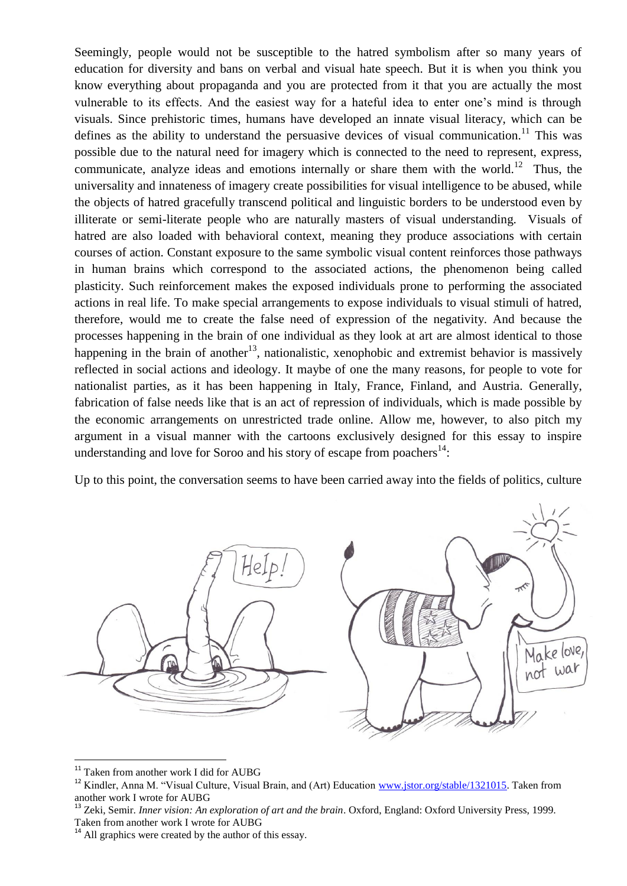Seemingly, people would not be susceptible to the hatred symbolism after so many years of education for diversity and bans on verbal and visual hate speech. But it is when you think you know everything about propaganda and you are protected from it that you are actually the most vulnerable to its effects. And the easiest way for a hateful idea to enter one's mind is through visuals. Since prehistoric times, humans have developed an innate visual literacy, which can be defines as the ability to understand the persuasive devices of visual communication.[11] This was possible due to the natural need for imagery which is connected to the need to represent, express, communicate, analyze ideas and emotions internally or share them with the world.[12] Thus, the universality and innateness of imagery create possibilities for visual intelligence to be abused, while the objects of hatred gracefully transcend political and linguistic borders to be understood even by illiterate or semi-literate people who are naturally masters of visual understanding. Visuals of hatred are also loaded with behavioral context, meaning they produce associations with certain courses of action. Constant exposure to the same symbolic visual content reinforces those pathways in human brains which correspond to the associated actions, the phenomenon being called plasticity. Such reinforcement makes the exposed individuals prone to performing the associated actions in real life. To make special arrangements to expose individuals to visual stimuli of hatred, therefore, would me to create the false need of expression of the negativity. And because the processes happening in the brain of one individual as they look at art are almost identical to those happening in the brain of another[13], nationalistic, xenophobic and extremist behavior is massively reflected in social actions and ideology. It maybe of one the many reasons, for people to vote for nationalist parties, as it has been happening in Italy, France, Finland, and Austria. Generally, fabrication of false needs like that is an act of repression of individuals, which is made possible by the economic arrangements on unrestricted trade online. Allow me, however, to also pitch my argument in a visual manner with the cartoons exclusively designed for this essay to inspire understanding and love for Soroo and his story of escape from poachers[14]:

Up to this point, the conversation seems to have been carried away into the fields of politics, culture

---

[11] Taken from another work I did for AUBG

[12] Kindler, Anna M. "Visual Culture, Visual Brain, and (Art) Education www.jstor.org/stable/1321015. Taken from another work I wrote for AUBG

[13] Zeki, Semir. *Inner vision: An exploration of art and the brain*. Oxford, England: Oxford University Press, 1999. Taken from another work I wrote for AUBG

[14] All graphics were created by the author of this essay.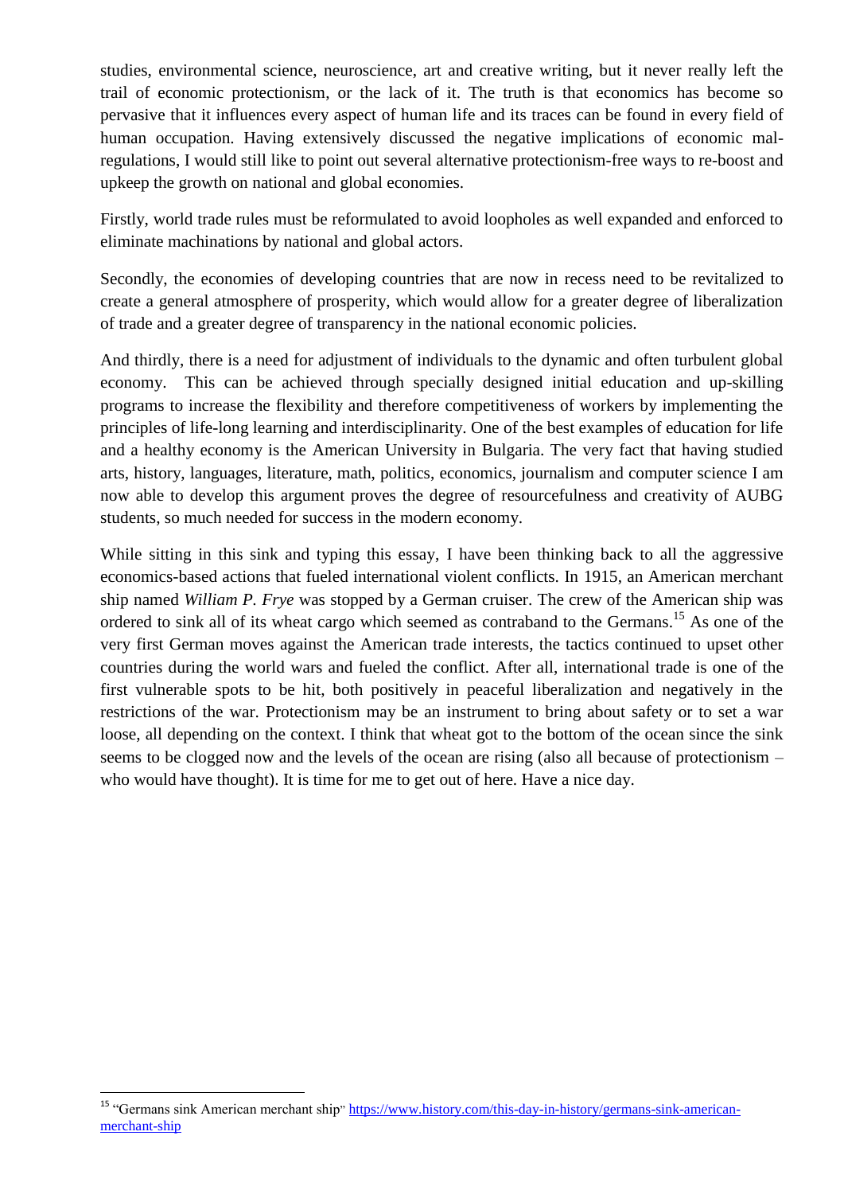studies, environmental science, neuroscience, art and creative writing, but it never really left the trail of economic protectionism, or the lack of it. The truth is that economics has become so pervasive that it influences every aspect of human life and its traces can be found in every field of human occupation. Having extensively discussed the negative implications of economic mal-regulations, I would still like to point out several alternative protectionism-free ways to re-boost and upkeep the growth on national and global economies.

Firstly, world trade rules must be reformulated to avoid loopholes as well expanded and enforced to eliminate machinations by national and global actors.

Secondly, the economies of developing countries that are now in recess need to be revitalized to create a general atmosphere of prosperity, which would allow for a greater degree of liberalization of trade and a greater degree of transparency in the national economic policies.

And thirdly, there is a need for adjustment of individuals to the dynamic and often turbulent global economy. This can be achieved through specially designed initial education and up-skilling programs to increase the flexibility and therefore competitiveness of workers by implementing the principles of life-long learning and interdisciplinarity. One of the best examples of education for life and a healthy economy is the American University in Bulgaria. The very fact that having studied arts, history, languages, literature, math, politics, economics, journalism and computer science I am now able to develop this argument proves the degree of resourcefulness and creativity of AUBG students, so much needed for success in the modern economy.

While sitting in this sink and typing this essay, I have been thinking back to all the aggressive economics-based actions that fueled international violent conflicts. In 1915, an American merchant ship named *William P. Frye* was stopped by a German cruiser. The crew of the American ship was ordered to sink all of its wheat cargo which seemed as contraband to the Germans.[15] As one of the very first German moves against the American trade interests, the tactics continued to upset other countries during the world wars and fueled the conflict. After all, international trade is one of the first vulnerable spots to be hit, both positively in peaceful liberalization and negatively in the restrictions of the war. Protectionism may be an instrument to bring about safety or to set a war loose, all depending on the context. I think that wheat got to the bottom of the ocean since the sink seems to be clogged now and the levels of the ocean are rising (also all because of protectionism – who would have thought). It is time for me to get out of here. Have a nice day.

---

[15] "Germans sink American merchant ship" https://www.history.com/this-day-in-history/germans-sink-american-merchant-ship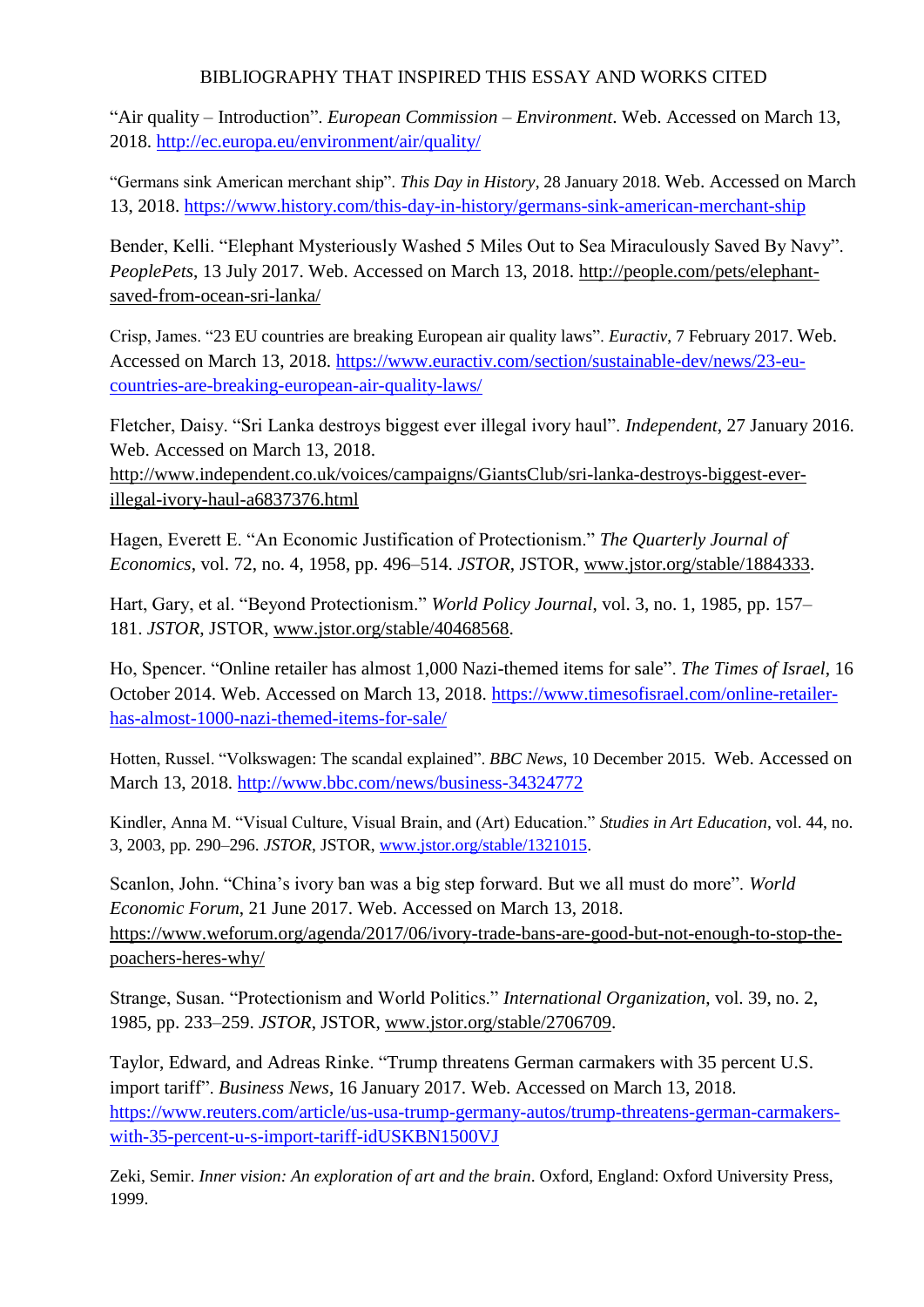# BIBLIOGRAPHY THAT INSPIRED THIS ESSAY AND WORKS CITED

"Air quality – Introduction". *European Commission – Environment*. Web. Accessed on March 13, 2018. http://ec.europa.eu/environment/air/quality/

"Germans sink American merchant ship". *This Day in History*, 28 January 2018. Web. Accessed on March 13, 2018. https://www.history.com/this-day-in-history/germans-sink-american-merchant-ship

Bender, Kelli. "Elephant Mysteriously Washed 5 Miles Out to Sea Miraculously Saved By Navy". *PeoplePets*, 13 July 2017. Web. Accessed on March 13, 2018. http://people.com/pets/elephant-saved-from-ocean-sri-lanka/

Crisp, James. "23 EU countries are breaking European air quality laws". *Euractiv*, 7 February 2017. Web. Accessed on March 13, 2018. https://www.euractiv.com/section/sustainable-dev/news/23-eu-countries-are-breaking-european-air-quality-laws/

Fletcher, Daisy. "Sri Lanka destroys biggest ever illegal ivory haul". *Independent*, 27 January 2016. Web. Accessed on March 13, 2018. http://www.independent.co.uk/voices/campaigns/GiantsClub/sri-lanka-destroys-biggest-ever-illegal-ivory-haul-a6837376.html

Hagen, Everett E. "An Economic Justification of Protectionism." *The Quarterly Journal of Economics*, vol. 72, no. 4, 1958, pp. 496–514. *JSTOR*, JSTOR, www.jstor.org/stable/1884333.

Hart, Gary, et al. "Beyond Protectionism." *World Policy Journal*, vol. 3, no. 1, 1985, pp. 157–181. *JSTOR*, JSTOR, www.jstor.org/stable/40468568.

Ho, Spencer. "Online retailer has almost 1,000 Nazi-themed items for sale". *The Times of Israel*, 16 October 2014. Web. Accessed on March 13, 2018. https://www.timesofisrael.com/online-retailer-has-almost-1000-nazi-themed-items-for-sale/

Hotten, Russel. "Volkswagen: The scandal explained". *BBC News*, 10 December 2015. Web. Accessed on March 13, 2018. http://www.bbc.com/news/business-34324772

Kindler, Anna M. "Visual Culture, Visual Brain, and (Art) Education." *Studies in Art Education*, vol. 44, no. 3, 2003, pp. 290–296. *JSTOR*, JSTOR, www.jstor.org/stable/1321015.

Scanlon, John. "China's ivory ban was a big step forward. But we all must do more". *World Economic Forum*, 21 June 2017. Web. Accessed on March 13, 2018. https://www.weforum.org/agenda/2017/06/ivory-trade-bans-are-good-but-not-enough-to-stop-the-poachers-heres-why/

Strange, Susan. "Protectionism and World Politics." *International Organization*, vol. 39, no. 2, 1985, pp. 233–259. *JSTOR*, JSTOR, www.jstor.org/stable/2706709.

Taylor, Edward, and Adreas Rinke. "Trump threatens German carmakers with 35 percent U.S. import tariff". *Business News*, 16 January 2017. Web. Accessed on March 13, 2018. https://www.reuters.com/article/us-usa-trump-germany-autos/trump-threatens-german-carmakers-with-35-percent-u-s-import-tariff-idUSKBN1500VJ

Zeki, Semir. *Inner vision: An exploration of art and the brain*. Oxford, England: Oxford University Press, 1999.